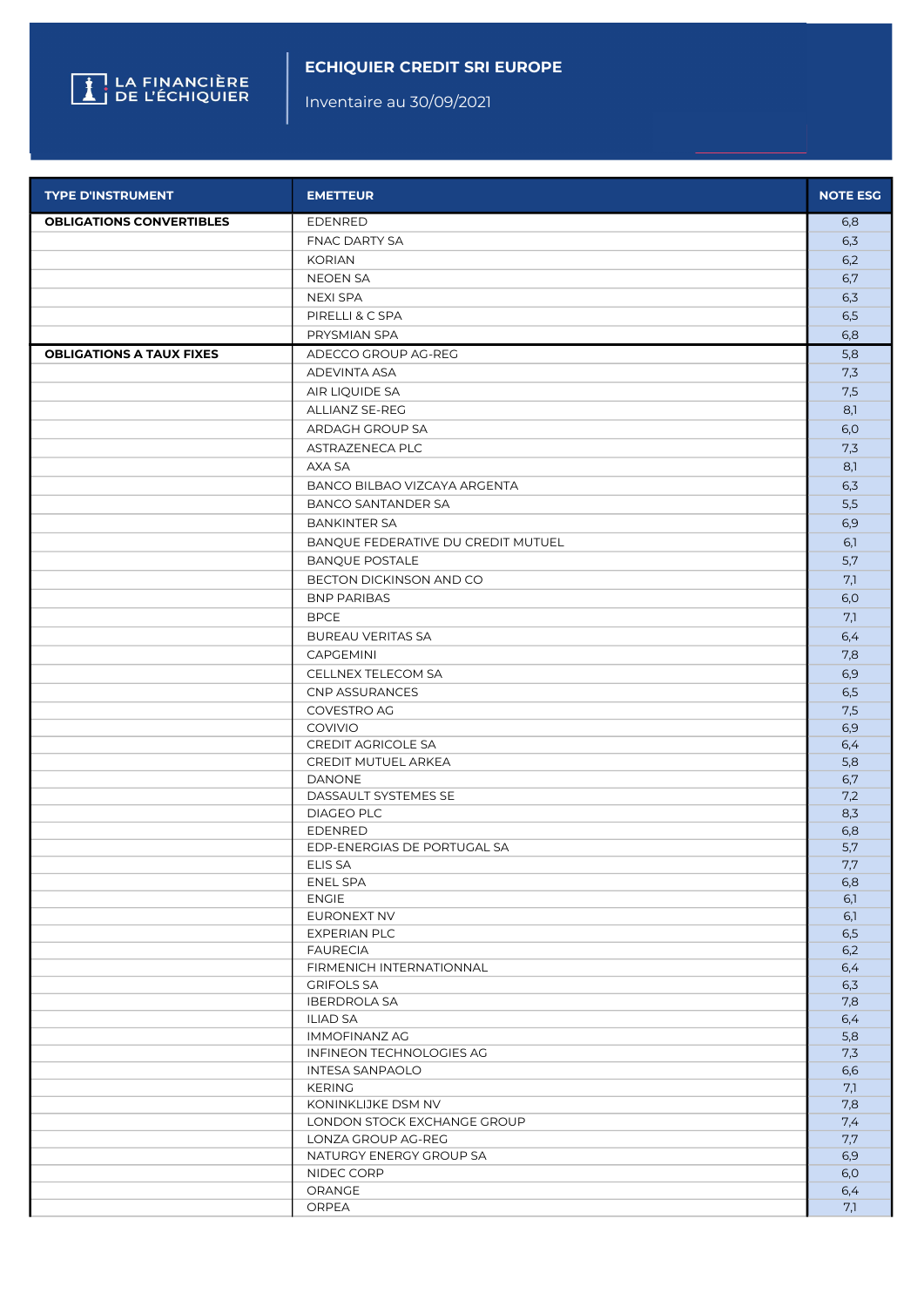LA FINANCIÈRE DE L'ÉCHIQUIER

# ECHIQUIER CREDIT SRI EUROPE

Inventaire au 30/09/2021

| TYPE D'INSTRUMENT | EMETTEUR | NOTE ESG |
|---|---|---|
| **OBLIGATIONS CONVERTIBLES** | EDENRED | 6,8 |
| | FNAC DARTY SA | 6,3 |
| | KORIAN | 6,2 |
| | NEOEN SA | 6,7 |
| | NEXI SPA | 6,3 |
| | PIRELLI & C SPA | 6,5 |
| | PRYSMIAN SPA | 6,8 |
| **OBLIGATIONS A TAUX FIXES** | ADECCO GROUP AG-REG | 5,8 |
| | ADEVINTA ASA | 7,3 |
| | AIR LIQUIDE SA | 7,5 |
| | ALLIANZ SE-REG | 8,1 |
| | ARDAGH GROUP SA | 6,0 |
| | ASTRAZENECA PLC | 7,3 |
| | AXA SA | 8,1 |
| | BANCO BILBAO VIZCAYA ARGENTA | 6,3 |
| | BANCO SANTANDER SA | 5,5 |
| | BANKINTER SA | 6,9 |
| | BANQUE FEDERATIVE DU CREDIT MUTUEL | 6,1 |
| | BANQUE POSTALE | 5,7 |
| | BECTON DICKINSON AND CO | 7,1 |
| | BNP PARIBAS | 6,0 |
| | BPCE | 7,1 |
| | BUREAU VERITAS SA | 6,4 |
| | CAPGEMINI | 7,8 |
| | CELLNEX TELECOM SA | 6,9 |
| | CNP ASSURANCES | 6,5 |
| | COVESTRO AG | 7,5 |
| | COVIVIO | 6,9 |
| | CREDIT AGRICOLE SA | 6,4 |
| | CREDIT MUTUEL ARKEA | 5,8 |
| | DANONE | 6,7 |
| | DASSAULT SYSTEMES SE | 7,2 |
| | DIAGEO PLC | 8,3 |
| | EDENRED | 6,8 |
| | EDP-ENERGIAS DE PORTUGAL SA | 5,7 |
| | ELIS SA | 7,7 |
| | ENEL SPA | 6,8 |
| | ENGIE | 6,1 |
| | EURONEXT NV | 6,1 |
| | EXPERIAN PLC | 6,5 |
| | FAURECIA | 6,2 |
| | FIRMENICH INTERNATIONNAL | 6,4 |
| | GRIFOLS SA | 6,3 |
| | IBERDROLA SA | 7,8 |
| | ILIAD SA | 6,4 |
| | IMMOFINANZ AG | 5,8 |
| | INFINEON TECHNOLOGIES AG | 7,3 |
| | INTESA SANPAOLO | 6,6 |
| | KERING | 7,1 |
| | KONINKLIJKE DSM NV | 7,8 |
| | LONDON STOCK EXCHANGE GROUP | 7,4 |
| | LONZA GROUP AG-REG | 7,7 |
| | NATURGY ENERGY GROUP SA | 6,9 |
| | NIDEC CORP | 6,0 |
| | ORANGE | 6,4 |
| | ORPEA | 7,1 |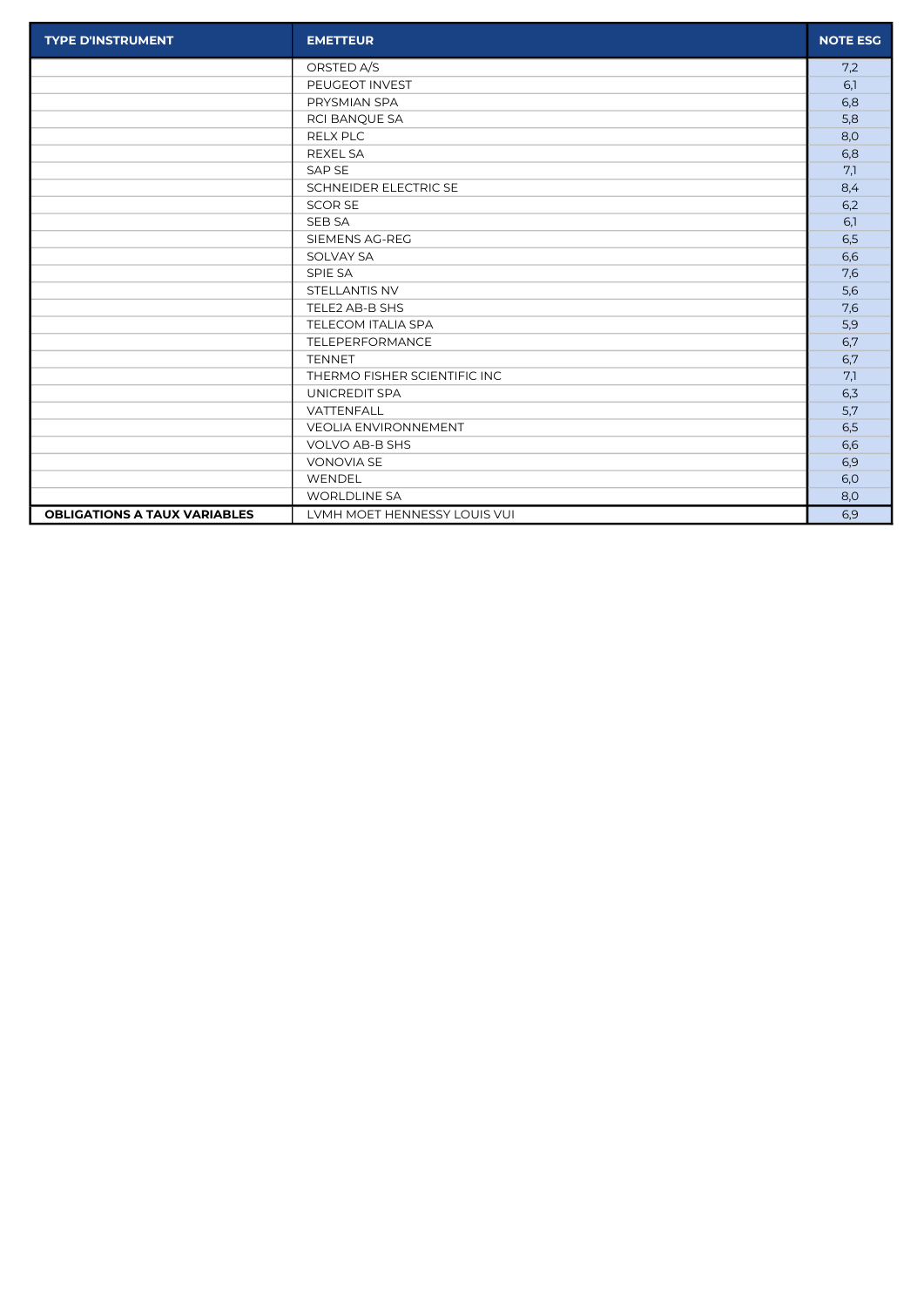| TYPE D'INSTRUMENT | EMETTEUR | NOTE ESG |
|---|---|---|
| | ORSTED A/S | 7,2 |
| | PEUGEOT INVEST | 6,1 |
| | PRYSMIAN SPA | 6,8 |
| | RCI BANQUE SA | 5,8 |
| | RELX PLC | 8,0 |
| | REXEL SA | 6,8 |
| | SAP SE | 7,1 |
| | SCHNEIDER ELECTRIC SE | 8,4 |
| | SCOR SE | 6,2 |
| | SEB SA | 6,1 |
| | SIEMENS AG-REG | 6,5 |
| | SOLVAY SA | 6,6 |
| | SPIE SA | 7,6 |
| | STELLANTIS NV | 5,6 |
| | TELE2 AB-B SHS | 7,6 |
| | TELECOM ITALIA SPA | 5,9 |
| | TELEPERFORMANCE | 6,7 |
| | TENNET | 6,7 |
| | THERMO FISHER SCIENTIFIC INC | 7,1 |
| | UNICREDIT SPA | 6,3 |
| | VATTENFALL | 5,7 |
| | VEOLIA ENVIRONNEMENT | 6,5 |
| | VOLVO AB-B SHS | 6,6 |
| | VONOVIA SE | 6,9 |
| | WENDEL | 6,0 |
| | WORLDLINE SA | 8,0 |
| **OBLIGATIONS A TAUX VARIABLES** | LVMH MOET HENNESSY LOUIS VUI | 6,9 |